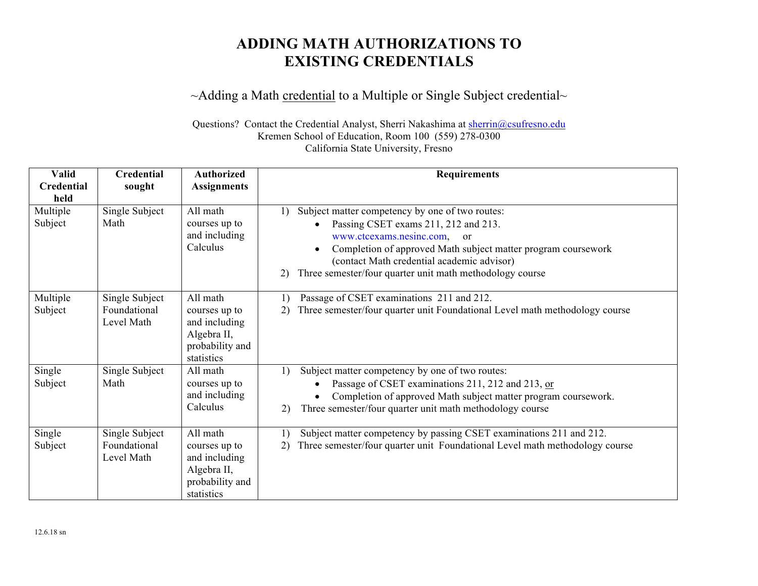# ADDING MATH AUTHORIZATIONS TO EXISTING CREDENTIALS

~Adding a Math credential to a Multiple or Single Subject credential~

Questions? Contact the Credential Analyst, Sherri Nakashima at sherrin@csufresno.edu
Kremen School of Education, Room 100 (559) 278-0300
California State University, Fresno

| Valid Credential held | Credential sought | Authorized Assignments | Requirements |
|---|---|---|---|
| Multiple Subject | Single Subject Math | All math courses up to and including Calculus | 1) Subject matter competency by one of two routes:<br>• Passing CSET exams 211, 212 and 213. www.ctcexams.nesinc.com, or<br>• Completion of approved Math subject matter program coursework (contact Math credential academic advisor)<br>2) Three semester/four quarter unit math methodology course |
| Multiple Subject | Single Subject Foundational Level Math | All math courses up to and including Algebra II, probability and statistics | 1) Passage of CSET examinations 211 and 212.<br>2) Three semester/four quarter unit Foundational Level math methodology course |
| Single Subject | Single Subject Math | All math courses up to and including Calculus | 1) Subject matter competency by one of two routes:<br>• Passage of CSET examinations 211, 212 and 213, or<br>• Completion of approved Math subject matter program coursework.<br>2) Three semester/four quarter unit math methodology course |
| Single Subject | Single Subject Foundational Level Math | All math courses up to and including Algebra II, probability and statistics | 1) Subject matter competency by passing CSET examinations 211 and 212.<br>2) Three semester/four quarter unit Foundational Level math methodology course |

12.6.18 sn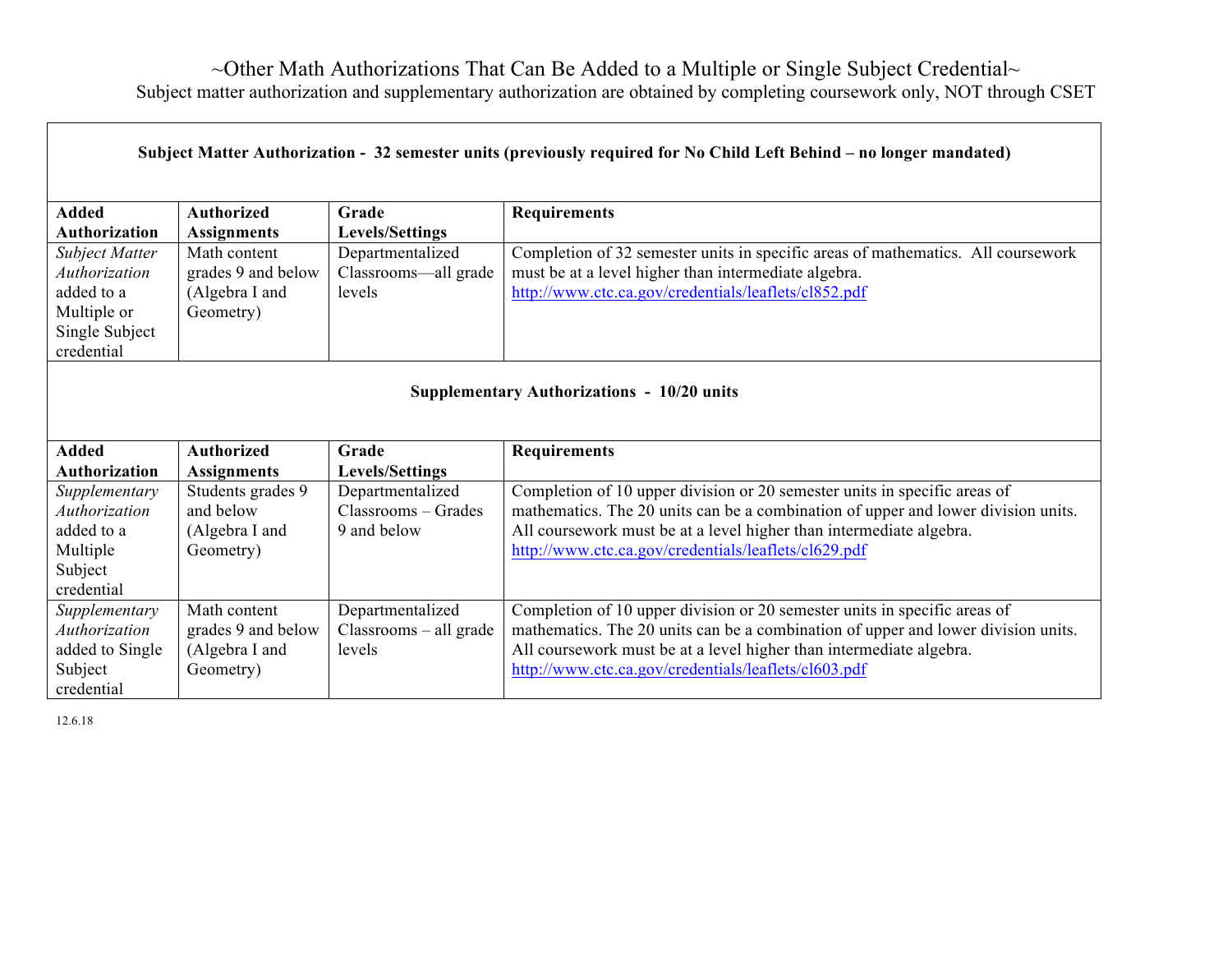# ~Other Math Authorizations That Can Be Added to a Multiple or Single Subject Credential~

Subject matter authorization and supplementary authorization are obtained by completing coursework only, NOT through CSET

**Subject Matter Authorization - 32 semester units (previously required for No Child Left Behind – no longer mandated)**

| Added Authorization | Authorized Assignments | Grade Levels/Settings | Requirements |
|---|---|---|---|
| *Subject Matter Authorization* added to a Multiple or Single Subject credential | Math content grades 9 and below (Algebra I and Geometry) | Departmentalized Classrooms—all grade levels | Completion of 32 semester units in specific areas of mathematics. All coursework must be at a level higher than intermediate algebra. http://www.ctc.ca.gov/credentials/leaflets/cl852.pdf |

**Supplementary Authorizations - 10/20 units**

| Added Authorization | Authorized Assignments | Grade Levels/Settings | Requirements |
|---|---|---|---|
| *Supplementary Authorization* added to a Multiple Subject credential | Students grades 9 and below (Algebra I and Geometry) | Departmentalized Classrooms – Grades 9 and below | Completion of 10 upper division or 20 semester units in specific areas of mathematics. The 20 units can be a combination of upper and lower division units. All coursework must be at a level higher than intermediate algebra. http://www.ctc.ca.gov/credentials/leaflets/cl629.pdf |
| *Supplementary Authorization* added to Single Subject credential | Math content grades 9 and below (Algebra I and Geometry) | Departmentalized Classrooms – all grade levels | Completion of 10 upper division or 20 semester units in specific areas of mathematics. The 20 units can be a combination of upper and lower division units. All coursework must be at a level higher than intermediate algebra. http://www.ctc.ca.gov/credentials/leaflets/cl603.pdf |

12.6.18